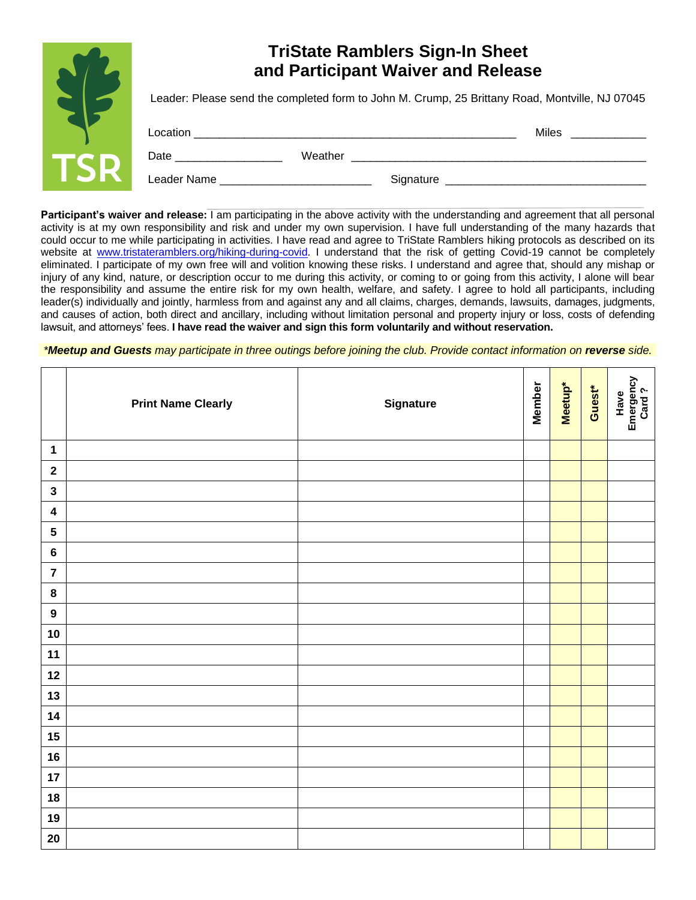TSR

# TriState Ramblers Sign-In Sheet and Participant Waiver and Release

Leader: Please send the completed form to John M. Crump, 25 Brittany Road, Montville, NJ 07045

Location ____________________________________________ Miles __________

Date ______________ Weather ________________________________________

Leader Name ____________________ Signature __________________________

**Participant's waiver and release:** I am participating in the above activity with the understanding and agreement that all personal activity is at my own responsibility and risk and under my own supervision. I have full understanding of the many hazards that could occur to me while participating in activities. I have read and agree to TriState Ramblers hiking protocols as described on its website at www.tristateramblers.org/hiking-during-covid. I understand that the risk of getting Covid-19 cannot be completely eliminated. I participate of my own free will and volition knowing these risks. I understand and agree that, should any mishap or injury of any kind, nature, or description occur to me during this activity, or coming to or going from this activity, I alone will bear the responsibility and assume the entire risk for my own health, welfare, and safety. I agree to hold all participants, including leader(s) individually and jointly, harmless from and against any and all claims, charges, demands, lawsuits, damages, judgments, and causes of action, both direct and ancillary, including without limitation personal and property injury or loss, costs of defending lawsuit, and attorneys' fees. **I have read the waiver and sign this form voluntarily and without reservation.**

*\*Meetup and Guests may participate in three outings before joining the club. Provide contact information on **reverse** side.*

| | Print Name Clearly | Signature | Member | Meetup* | Guest* | Have Emergency Card ? |
|---|---|---|---|---|---|---|
| 1 | | | | | | |
| 2 | | | | | | |
| 3 | | | | | | |
| 4 | | | | | | |
| 5 | | | | | | |
| 6 | | | | | | |
| 7 | | | | | | |
| 8 | | | | | | |
| 9 | | | | | | |
| 10 | | | | | | |
| 11 | | | | | | |
| 12 | | | | | | |
| 13 | | | | | | |
| 14 | | | | | | |
| 15 | | | | | | |
| 16 | | | | | | |
| 17 | | | | | | |
| 18 | | | | | | |
| 19 | | | | | | |
| 20 | | | | | | |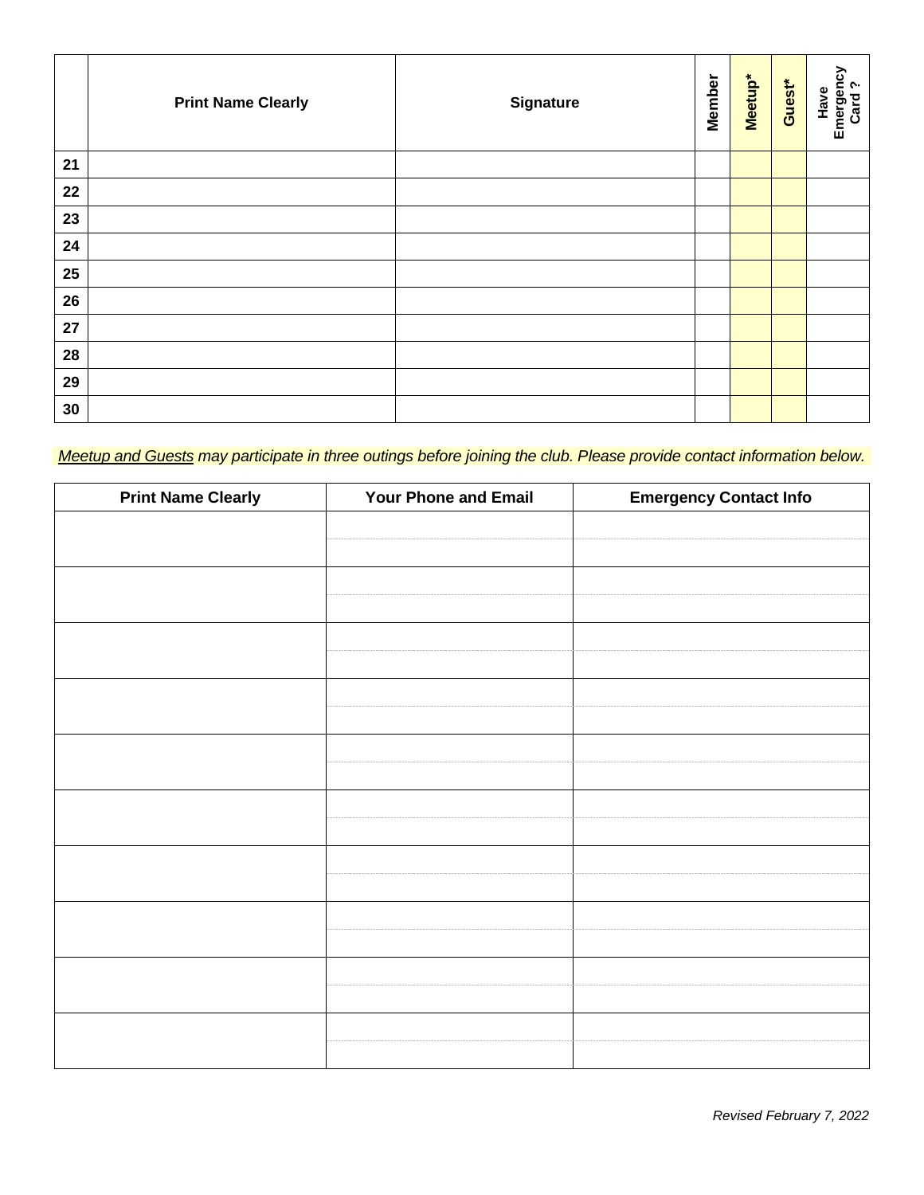| | Print Name Clearly | Signature | Member | Meetup* | Guest* | Have Emergency Card ? |
|---|---|---|---|---|---|---|
| **21** | | | | | | |
| **22** | | | | | | |
| **23** | | | | | | |
| **24** | | | | | | |
| **25** | | | | | | |
| **26** | | | | | | |
| **27** | | | | | | |
| **28** | | | | | | |
| **29** | | | | | | |
| **30** | | | | | | |

*Meetup and Guests may participate in three outings before joining the club. Please provide contact information below.*

| Print Name Clearly | Your Phone and Email | Emergency Contact Info |
|---|---|---|
| | | |
| | | |
| | | |
| | | |
| | | |
| | | |
| | | |
| | | |
| | | |
| | | |
| | | |
| | | |
| | | |
| | | |
| | | |
| | | |
| | | |
| | | |
| | | |
| | | |

*Revised February 7, 2022*